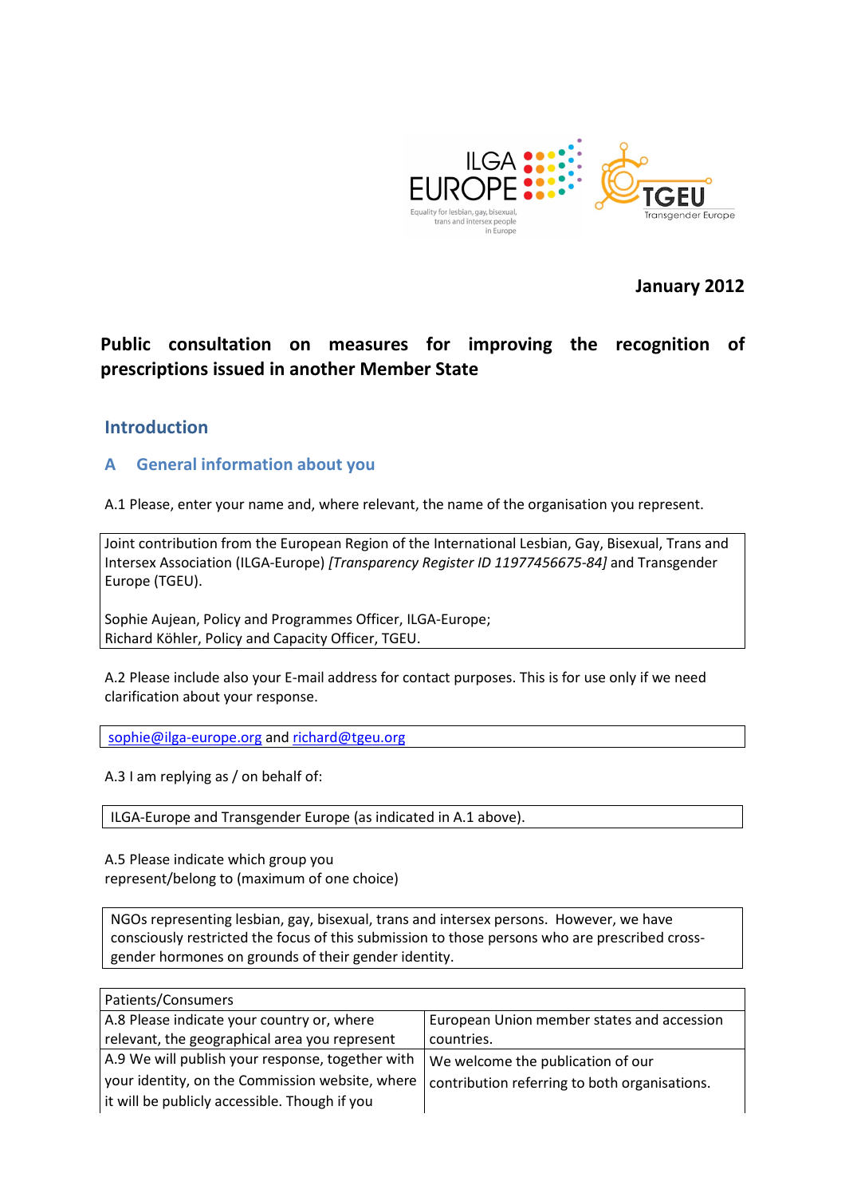January 2012

# Public consultation on measures for improving the recognition of prescriptions issued in another Member State

## Introduction

### A General information about you

A.1 Please, enter your name and, where relevant, the name of the organisation you represent.

| Joint contribution from the European Region of the International Lesbian, Gay, Bisexual, Trans and Intersex Association (ILGA-Europe) *[Transparency Register ID 11977456675-84]* and Transgender Europe (TGEU).<br><br>Sophie Aujean, Policy and Programmes Officer, ILGA-Europe;<br>Richard Köhler, Policy and Capacity Officer, TGEU. |
|---|

A.2 Please include also your E-mail address for contact purposes. This is for use only if we need clarification about your response.

| sophie@ilga-europe.org and richard@tgeu.org |
|---|

A.3 I am replying as / on behalf of:

| ILGA-Europe and Transgender Europe (as indicated in A.1 above). |
|---|

A.5 Please indicate which group you represent/belong to (maximum of one choice)

| NGOs representing lesbian, gay, bisexual, trans and intersex persons. However, we have consciously restricted the focus of this submission to those persons who are prescribed cross-gender hormones on grounds of their gender identity. |
|---|

| Patients/Consumers | |
|---|---|
| A.8 Please indicate your country or, where relevant, the geographical area you represent | European Union member states and accession countries. |
| A.9 We will publish your response, together with your identity, on the Commission website, where it will be publicly accessible. Though if you | We welcome the publication of our contribution referring to both organisations. |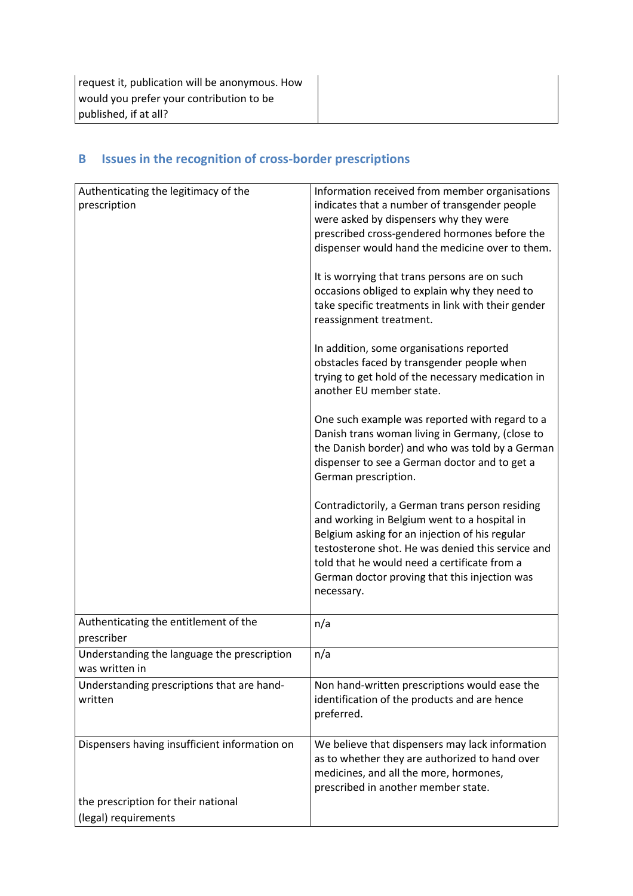| request it, publication will be anonymous. How would you prefer your contribution to be published, if at all? | |
|---|---|

## B Issues in the recognition of cross-border prescriptions

| | |
|---|---|
| Authenticating the legitimacy of the prescription | Information received from member organisations indicates that a number of transgender people were asked by dispensers why they were prescribed cross-gendered hormones before the dispenser would hand the medicine over to them.<br><br>It is worrying that trans persons are on such occasions obliged to explain why they need to take specific treatments in link with their gender reassignment treatment.<br><br>In addition, some organisations reported obstacles faced by transgender people when trying to get hold of the necessary medication in another EU member state.<br><br>One such example was reported with regard to a Danish trans woman living in Germany, (close to the Danish border) and who was told by a German dispenser to see a German doctor and to get a German prescription.<br><br>Contradictorily, a German trans person residing and working in Belgium went to a hospital in Belgium asking for an injection of his regular testosterone shot. He was denied this service and told that he would need a certificate from a German doctor proving that this injection was necessary. |
| Authenticating the entitlement of the prescriber | n/a |
| Understanding the language the prescription was written in | n/a |
| Understanding prescriptions that are hand-written | Non hand-written prescriptions would ease the identification of the products and are hence preferred. |
| Dispensers having insufficient information on the prescription for their national (legal) requirements | We believe that dispensers may lack information as to whether they are authorized to hand over medicines, and all the more, hormones, prescribed in another member state. |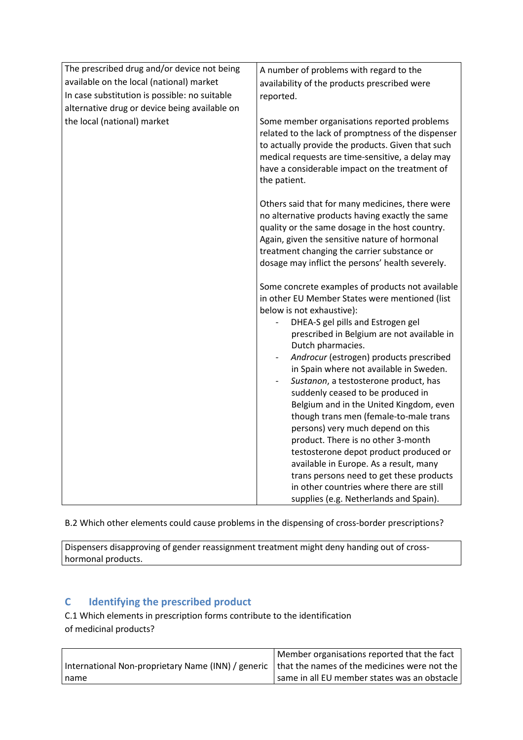| The prescribed drug and/or device not being available on the local (national) market<br>In case substitution is possible: no suitable alternative drug or device being available on the local (national) market | A number of problems with regard to the availability of the products prescribed were reported.<br><br>Some member organisations reported problems related to the lack of promptness of the dispenser to actually provide the products. Given that such medical requests are time-sensitive, a delay may have a considerable impact on the treatment of the patient.<br><br>Others said that for many medicines, there were no alternative products having exactly the same quality or the same dosage in the host country. Again, given the sensitive nature of hormonal treatment changing the carrier substance or dosage may inflict the persons' health severely.<br><br>Some concrete examples of products not available in other EU Member States were mentioned (list below is not exhaustive):<br>- DHEA-S gel pills and Estrogen gel prescribed in Belgium are not available in Dutch pharmacies.<br>- *Androcur* (estrogen) products prescribed in Spain where not available in Sweden.<br>- *Sustanon*, a testosterone product, has suddenly ceased to be produced in Belgium and in the United Kingdom, even though trans men (female-to-male trans persons) very much depend on this product. There is no other 3-month testosterone depot product produced or available in Europe. As a result, many trans persons need to get these products in other countries where there are still supplies (e.g. Netherlands and Spain). |
|---|---|

B.2 Which other elements could cause problems in the dispensing of cross-border prescriptions?

| Dispensers disapproving of gender reassignment treatment might deny handing out of cross-hormonal products. |
|---|

## C Identifying the prescribed product

C.1 Which elements in prescription forms contribute to the identification of medicinal products?

| International Non-proprietary Name (INN) / generic name | Member organisations reported that the fact that the names of the medicines were not the same in all EU member states was an obstacle |
|---|---|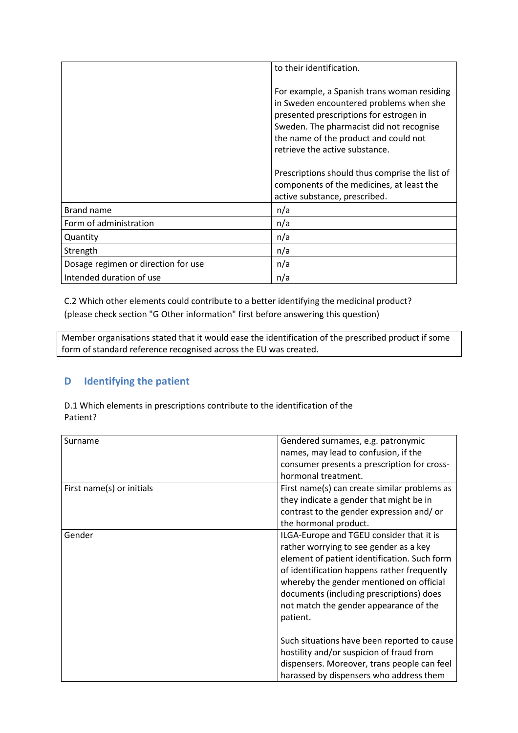| | |
|---|---|
| | to their identification.<br><br>For example, a Spanish trans woman residing in Sweden encountered problems when she presented prescriptions for estrogen in Sweden. The pharmacist did not recognise the name of the product and could not retrieve the active substance.<br><br>Prescriptions should thus comprise the list of components of the medicines, at least the active substance, prescribed. |
| Brand name | n/a |
| Form of administration | n/a |
| Quantity | n/a |
| Strength | n/a |
| Dosage regimen or direction for use | n/a |
| Intended duration of use | n/a |

C.2 Which other elements could contribute to a better identifying the medicinal product? (please check section "G Other information" first before answering this question)

| |
|---|
| Member organisations stated that it would ease the identification of the prescribed product if some form of standard reference recognised across the EU was created. |

## D Identifying the patient

D.1 Which elements in prescriptions contribute to the identification of the Patient?

| | |
|---|---|
| Surname | Gendered surnames, e.g. patronymic names, may lead to confusion, if the consumer presents a prescription for cross-hormonal treatment. |
| First name(s) or initials | First name(s) can create similar problems as they indicate a gender that might be in contrast to the gender expression and/ or the hormonal product. |
| Gender | ILGA-Europe and TGEU consider that it is rather worrying to see gender as a key element of patient identification. Such form of identification happens rather frequently whereby the gender mentioned on official documents (including prescriptions) does not match the gender appearance of the patient.<br><br>Such situations have been reported to cause hostility and/or suspicion of fraud from dispensers. Moreover, trans people can feel harassed by dispensers who address them |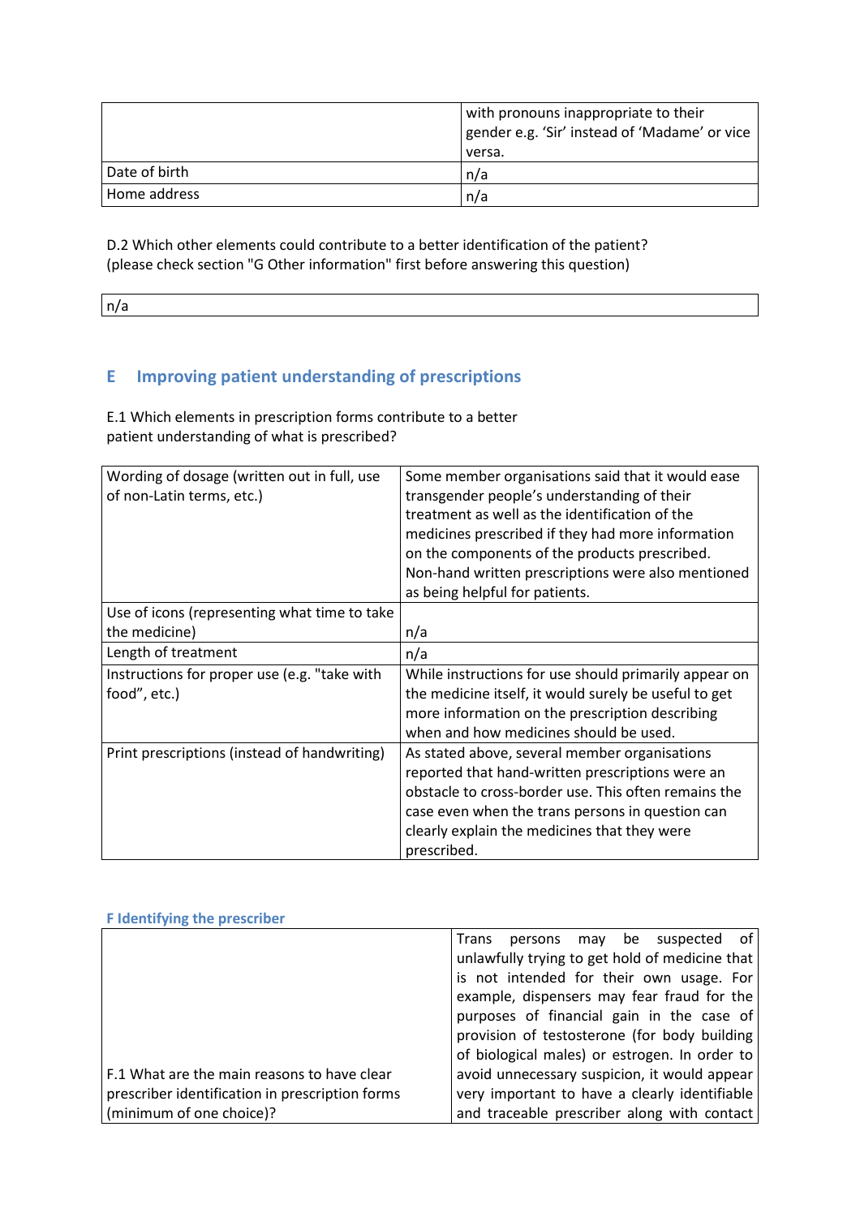| | with pronouns inappropriate to their gender e.g. 'Sir' instead of 'Madame' or vice versa. |
|---|---|
| Date of birth | n/a |
| Home address | n/a |

D.2 Which other elements could contribute to a better identification of the patient? (please check section "G Other information" first before answering this question)

| n/a |
|---|

## E Improving patient understanding of prescriptions

E.1 Which elements in prescription forms contribute to a better patient understanding of what is prescribed?

| Wording of dosage (written out in full, use of non-Latin terms, etc.) | Some member organisations said that it would ease transgender people's understanding of their treatment as well as the identification of the medicines prescribed if they had more information on the components of the products prescribed. Non-hand written prescriptions were also mentioned as being helpful for patients. |
|---|---|
| Use of icons (representing what time to take the medicine) | n/a |
| Length of treatment | n/a |
| Instructions for proper use (e.g. "take with food", etc.) | While instructions for use should primarily appear on the medicine itself, it would surely be useful to get more information on the prescription describing when and how medicines should be used. |
| Print prescriptions (instead of handwriting) | As stated above, several member organisations reported that hand-written prescriptions were an obstacle to cross-border use. This often remains the case even when the trans persons in question can clearly explain the medicines that they were prescribed. |

### F Identifying the prescriber

| F.1 What are the main reasons to have clear prescriber identification in prescription forms (minimum of one choice)? | Trans persons may be suspected of unlawfully trying to get hold of medicine that is not intended for their own usage. For example, dispensers may fear fraud for the purposes of financial gain in the case of provision of testosterone (for body building of biological males) or estrogen. In order to avoid unnecessary suspicion, it would appear very important to have a clearly identifiable and traceable prescriber along with contact |
|---|---|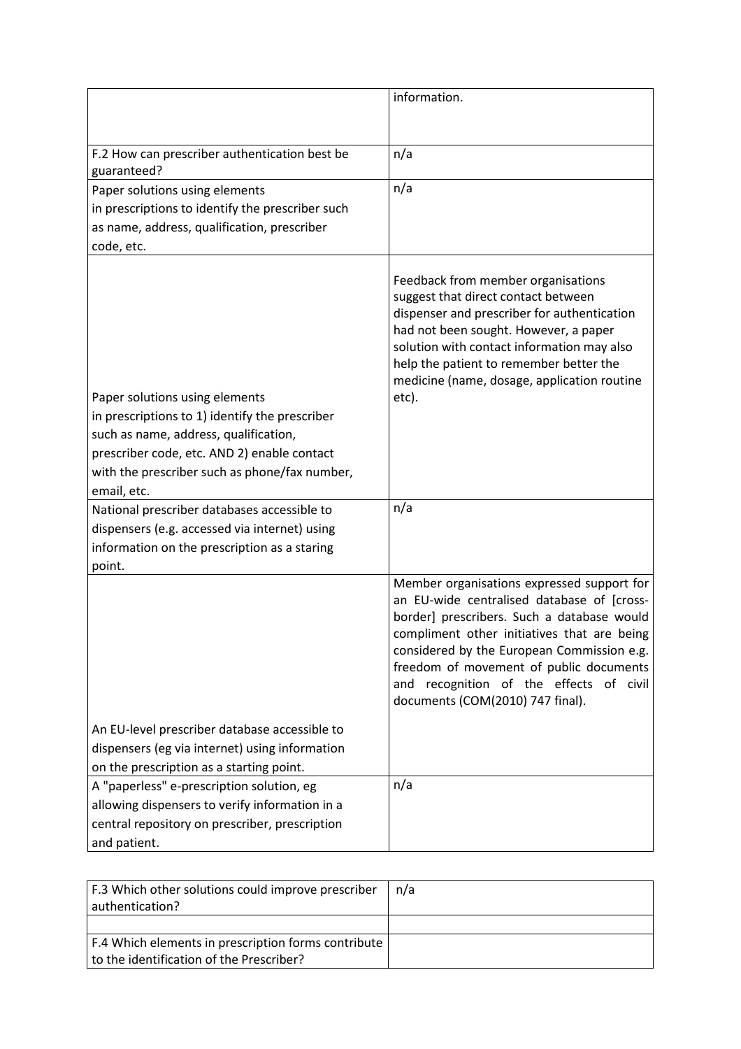| | |
|---|---|
| | information. |
| F.2 How can prescriber authentication best be guaranteed? | n/a |
| Paper solutions using elements in prescriptions to identify the prescriber such as name, address, qualification, prescriber code, etc. | n/a |
| Paper solutions using elements in prescriptions to 1) identify the prescriber such as name, address, qualification, prescriber code, etc. AND 2) enable contact with the prescriber such as phone/fax number, email, etc. | Feedback from member organisations suggest that direct contact between dispenser and prescriber for authentication had not been sought. However, a paper solution with contact information may also help the patient to remember better the medicine (name, dosage, application routine etc). |
| National prescriber databases accessible to dispensers (e.g. accessed via internet) using information on the prescription as a staring point. | n/a |
| An EU-level prescriber database accessible to dispensers (eg via internet) using information on the prescription as a starting point. | Member organisations expressed support for an EU-wide centralised database of [cross-border] prescribers. Such a database would compliment other initiatives that are being considered by the European Commission e.g. freedom of movement of public documents and recognition of the effects of civil documents (COM(2010) 747 final). |
| A "paperless" e-prescription solution, eg allowing dispensers to verify information in a central repository on prescriber, prescription and patient. | n/a |

| | |
|---|---|
| F.3 Which other solutions could improve prescriber authentication? | n/a |
| | |
| F.4 Which elements in prescription forms contribute to the identification of the Prescriber? | |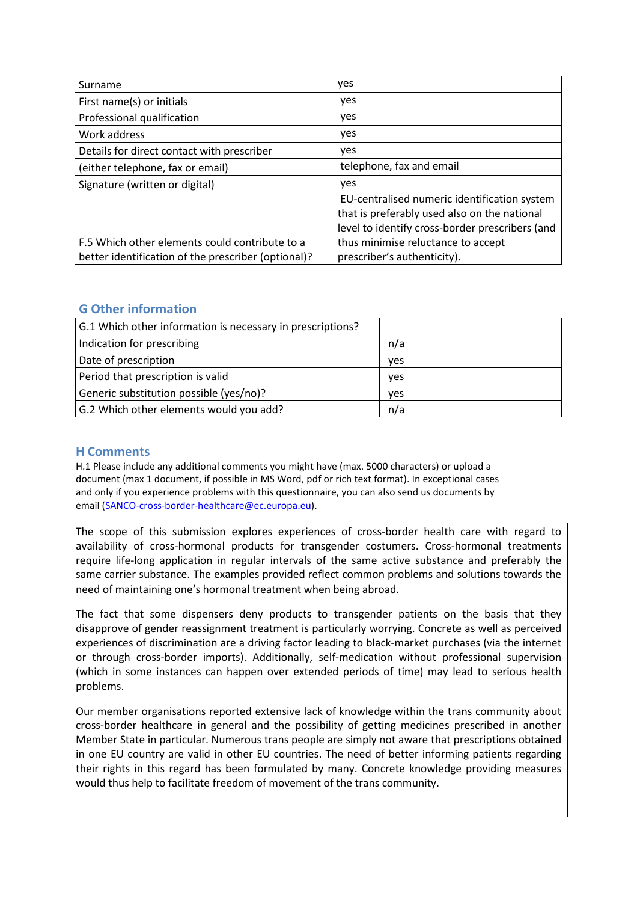| | |
|---|---|
| Surname | yes |
| First name(s) or initials | yes |
| Professional qualification | yes |
| Work address | yes |
| Details for direct contact with prescriber | yes |
| (either telephone, fax or email) | telephone, fax and email |
| Signature (written or digital) | yes |
| F.5 Which other elements could contribute to a better identification of the prescriber (optional)? | EU-centralised numeric identification system that is preferably used also on the national level to identify cross-border prescribers (and thus minimise reluctance to accept prescriber's authenticity). |

## G Other information

| | |
|---|---|
| G.1 Which other information is necessary in prescriptions? | |
| Indication for prescribing | n/a |
| Date of prescription | yes |
| Period that prescription is valid | yes |
| Generic substitution possible (yes/no)? | yes |
| G.2 Which other elements would you add? | n/a |

## H Comments

H.1 Please include any additional comments you might have (max. 5000 characters) or upload a document (max 1 document, if possible in MS Word, pdf or rich text format). In exceptional cases and only if you experience problems with this questionnaire, you can also send us documents by email (SANCO-cross-border-healthcare@ec.europa.eu).

The scope of this submission explores experiences of cross-border health care with regard to availability of cross-hormonal products for transgender costumers. Cross-hormonal treatments require life-long application in regular intervals of the same active substance and preferably the same carrier substance. The examples provided reflect common problems and solutions towards the need of maintaining one's hormonal treatment when being abroad.

The fact that some dispensers deny products to transgender patients on the basis that they disapprove of gender reassignment treatment is particularly worrying. Concrete as well as perceived experiences of discrimination are a driving factor leading to black-market purchases (via the internet or through cross-border imports). Additionally, self-medication without professional supervision (which in some instances can happen over extended periods of time) may lead to serious health problems.

Our member organisations reported extensive lack of knowledge within the trans community about cross-border healthcare in general and the possibility of getting medicines prescribed in another Member State in particular. Numerous trans people are simply not aware that prescriptions obtained in one EU country are valid in other EU countries. The need of better informing patients regarding their rights in this regard has been formulated by many. Concrete knowledge providing measures would thus help to facilitate freedom of movement of the trans community.